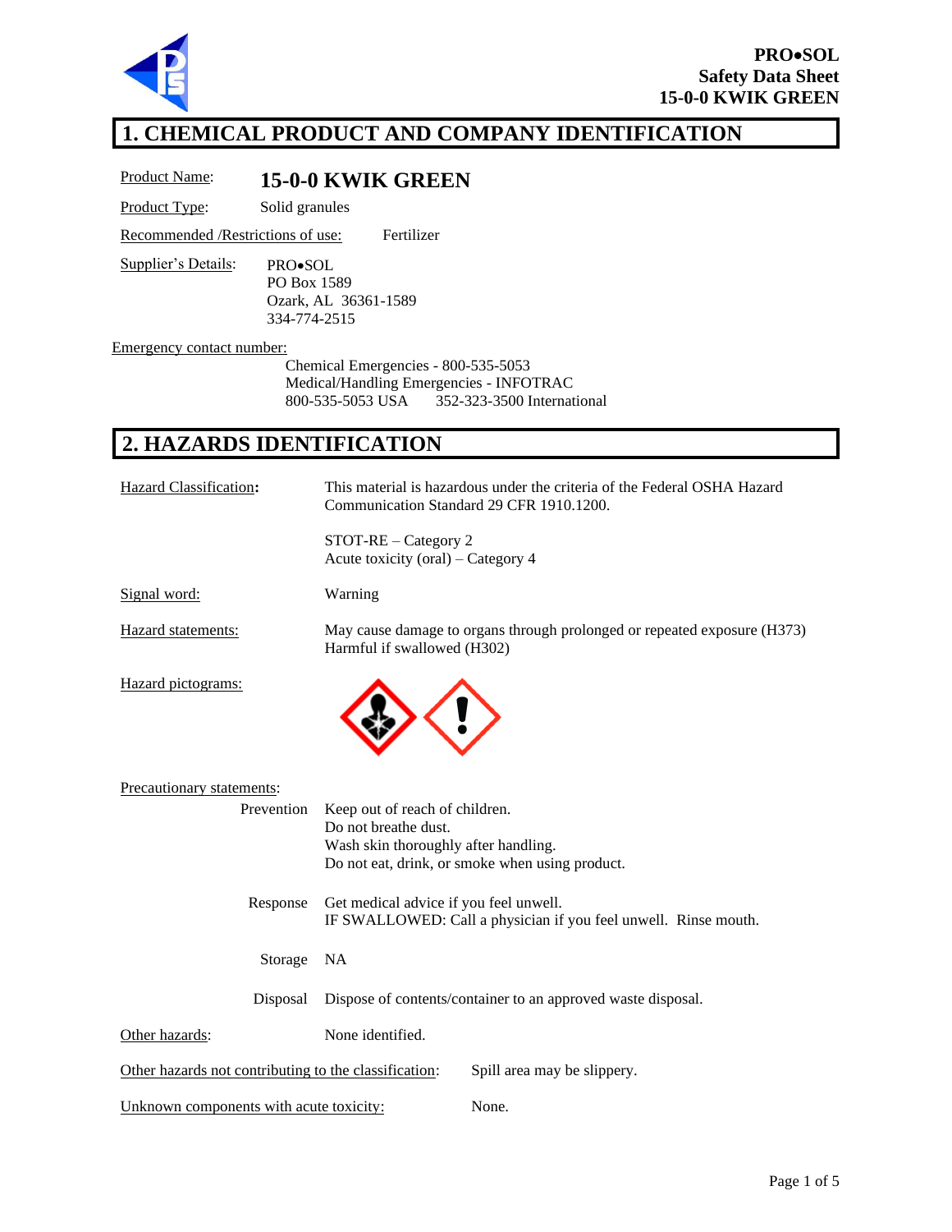**PRO•SOL**
**Safety Data Sheet**
**15-0-0 KWIK GREEN**

# 1. CHEMICAL PRODUCT AND COMPANY IDENTIFICATION

Product Name: **15-0-0 KWIK GREEN**

Product Type: Solid granules

Recommended /Restrictions of use: Fertilizer

Supplier's Details:
PRO•SOL
PO Box 1589
Ozark, AL 36361-1589
334-774-2515

Emergency contact number:
Chemical Emergencies - 800-535-5053
Medical/Handling Emergencies - INFOTRAC
800-535-5053 USA 352-323-3500 International

# 2. HAZARDS IDENTIFICATION

Hazard Classification**:** This material is hazardous under the criteria of the Federal OSHA Hazard Communication Standard 29 CFR 1910.1200.

STOT-RE – Category 2
Acute toxicity (oral) – Category 4

Signal word: Warning

Hazard statements: May cause damage to organs through prolonged or repeated exposure (H373)
Harmful if swallowed (H302)

Hazard pictograms:

Precautionary statements:

Prevention
- Keep out of reach of children.
- Do not breathe dust.
- Wash skin thoroughly after handling.
- Do not eat, drink, or smoke when using product.

Response
- Get medical advice if you feel unwell.
- IF SWALLOWED: Call a physician if you feel unwell. Rinse mouth.

Storage: NA

Disposal: Dispose of contents/container to an approved waste disposal.

Other hazards: None identified.

Other hazards not contributing to the classification: Spill area may be slippery.

Unknown components with acute toxicity: None.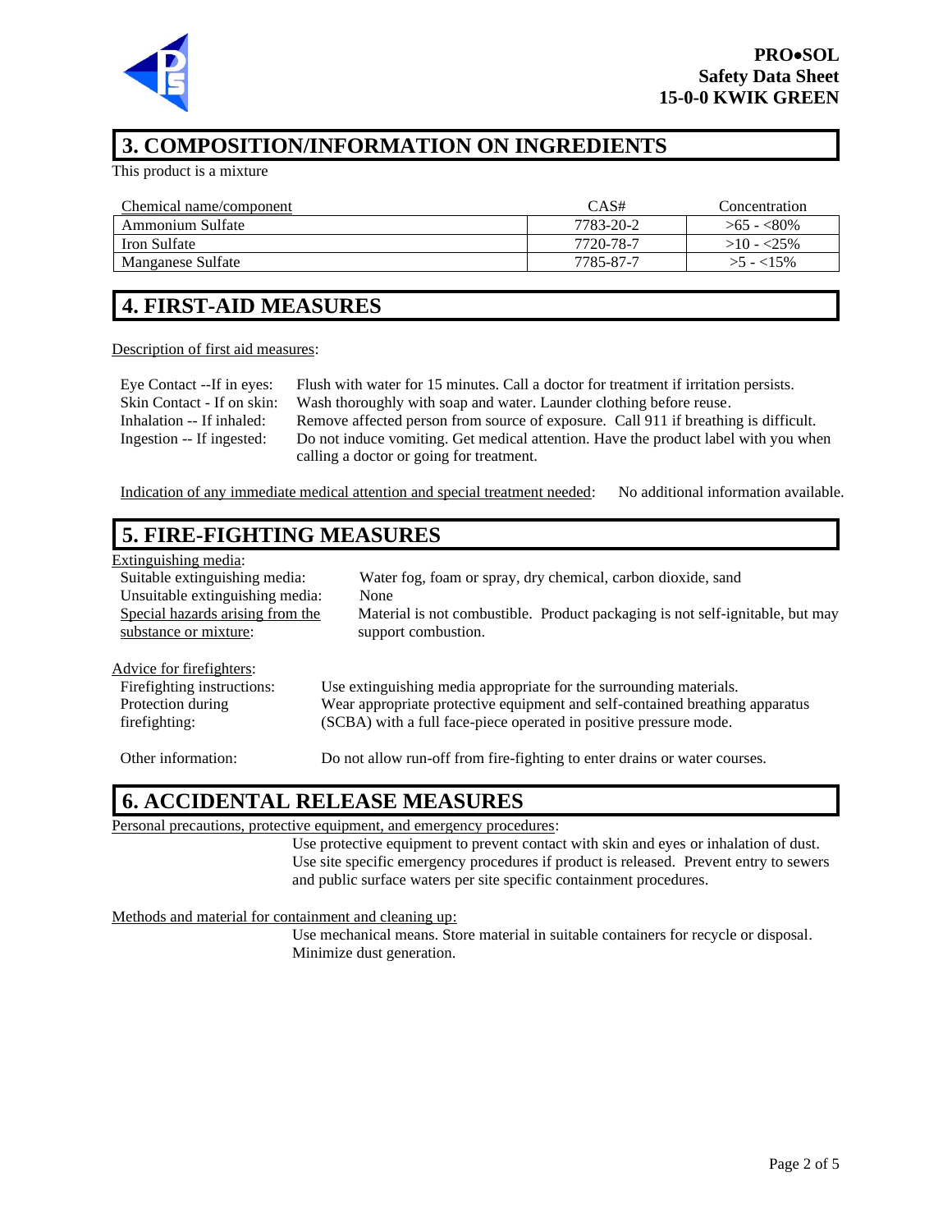## 3. COMPOSITION/INFORMATION ON INGREDIENTS

This product is a mixture

| Chemical name/component | CAS# | Concentration |
|---|---|---|
| Ammonium Sulfate | 7783-20-2 | >65 - <80% |
| Iron Sulfate | 7720-78-7 | >10 - <25% |
| Manganese Sulfate | 7785-87-7 | >5 - <15% |

## 4. FIRST-AID MEASURES

Description of first aid measures:

| | |
|---|---|
| Eye Contact --If in eyes: | Flush with water for 15 minutes. Call a doctor for treatment if irritation persists. |
| Skin Contact - If on skin: | Wash thoroughly with soap and water. Launder clothing before reuse. |
| Inhalation -- If inhaled: | Remove affected person from source of exposure. Call 911 if breathing is difficult. |
| Ingestion -- If ingested: | Do not induce vomiting. Get medical attention. Have the product label with you when calling a doctor or going for treatment. |

Indication of any immediate medical attention and special treatment needed: No additional information available.

## 5. FIRE-FIGHTING MEASURES

Extinguishing media:

| | |
|---|---|
| Suitable extinguishing media: | Water fog, foam or spray, dry chemical, carbon dioxide, sand |
| Unsuitable extinguishing media: | None |
| Special hazards arising from the substance or mixture: | Material is not combustible. Product packaging is not self-ignitable, but may support combustion. |

Advice for firefighters:

| | |
|---|---|
| Firefighting instructions: | Use extinguishing media appropriate for the surrounding materials. |
| Protection during firefighting: | Wear appropriate protective equipment and self-contained breathing apparatus (SCBA) with a full face-piece operated in positive pressure mode. |
| Other information: | Do not allow run-off from fire-fighting to enter drains or water courses. |

## 6. ACCIDENTAL RELEASE MEASURES

Personal precautions, protective equipment, and emergency procedures:

Use protective equipment to prevent contact with skin and eyes or inhalation of dust. Use site specific emergency procedures if product is released. Prevent entry to sewers and public surface waters per site specific containment procedures.

Methods and material for containment and cleaning up:

Use mechanical means. Store material in suitable containers for recycle or disposal. Minimize dust generation.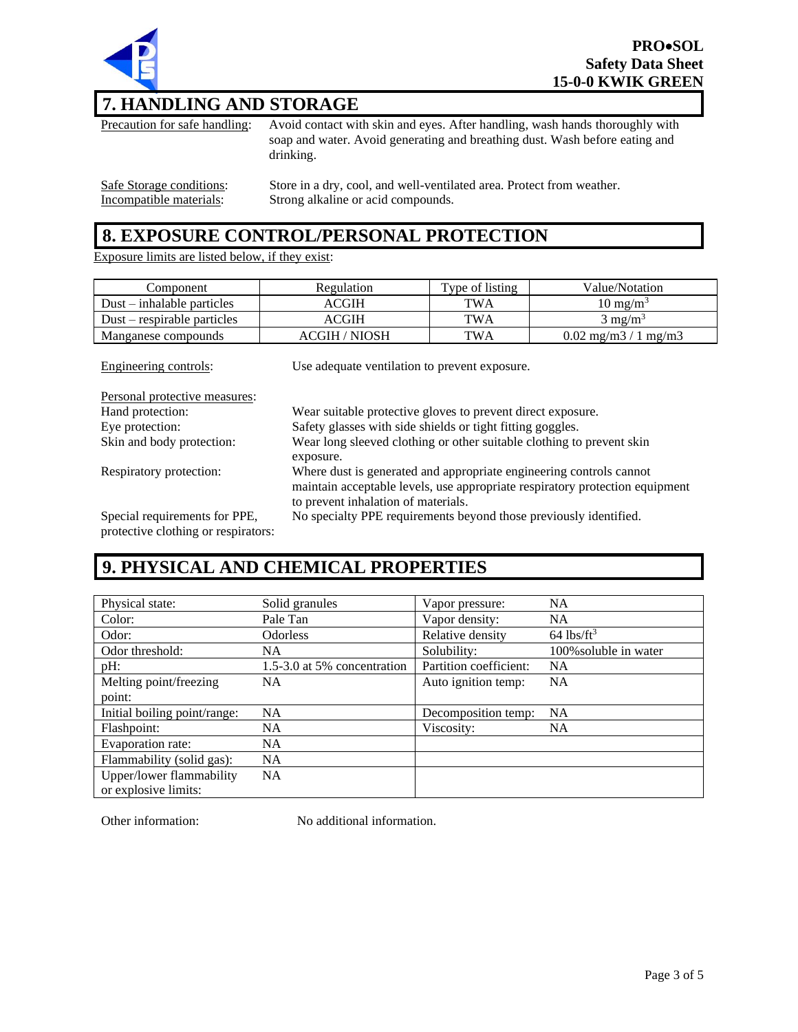## 7. HANDLING AND STORAGE

Precaution for safe handling: Avoid contact with skin and eyes. After handling, wash hands thoroughly with soap and water. Avoid generating and breathing dust. Wash before eating and drinking.

Safe Storage conditions: Store in a dry, cool, and well-ventilated area. Protect from weather.

Incompatible materials: Strong alkaline or acid compounds.

## 8. EXPOSURE CONTROL/PERSONAL PROTECTION

Exposure limits are listed below, if they exist:

| Component | Regulation | Type of listing | Value/Notation |
|---|---|---|---|
| Dust – inhalable particles | ACGIH | TWA | 10 $mg/m^3$ |
| Dust – respirable particles | ACGIH | TWA | 3 $mg/m^3$ |
| Manganese compounds | ACGIH / NIOSH | TWA | 0.02 mg/m3 / 1 mg/m3 |

Engineering controls: Use adequate ventilation to prevent exposure.

Personal protective measures:

Hand protection: Wear suitable protective gloves to prevent direct exposure.

Eye protection: Safety glasses with side shields or tight fitting goggles.

Skin and body protection: Wear long sleeved clothing or other suitable clothing to prevent skin exposure.

Respiratory protection: Where dust is generated and appropriate engineering controls cannot maintain acceptable levels, use appropriate respiratory protection equipment to prevent inhalation of materials.

Special requirements for PPE, protective clothing or respirators: No specialty PPE requirements beyond those previously identified.

## 9. PHYSICAL AND CHEMICAL PROPERTIES

| | | | |
|---|---|---|---|
| Physical state: | Solid granules | Vapor pressure: | NA |
| Color: | Pale Tan | Vapor density: | NA |
| Odor: | Odorless | Relative density | 64 $lbs/ft^3$ |
| Odor threshold: | NA | Solubility: | 100%soluble in water |
| pH: | 1.5-3.0 at 5% concentration | Partition coefficient: | NA |
| Melting point/freezing point: | NA | Auto ignition temp: | NA |
| Initial boiling point/range: | NA | Decomposition temp: | NA |
| Flashpoint: | NA | Viscosity: | NA |
| Evaporation rate: | NA | | |
| Flammability (solid gas): | NA | | |
| Upper/lower flammability or explosive limits: | NA | | |

Other information: No additional information.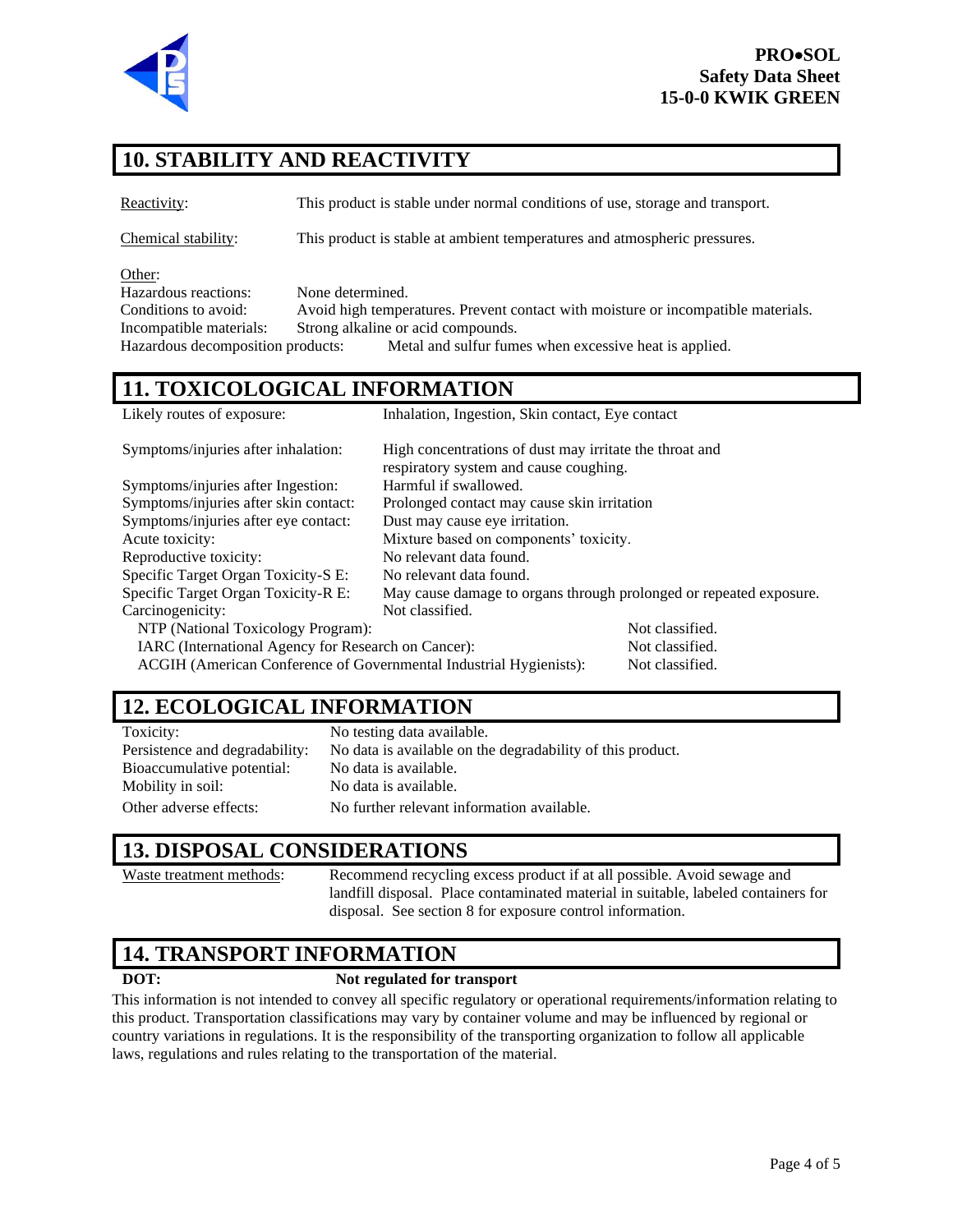## 10. STABILITY AND REACTIVITY

Reactivity: This product is stable under normal conditions of use, storage and transport.

Chemical stability: This product is stable at ambient temperatures and atmospheric pressures.

Other:
Hazardous reactions: None determined.
Conditions to avoid: Avoid high temperatures. Prevent contact with moisture or incompatible materials.
Incompatible materials: Strong alkaline or acid compounds.
Hazardous decomposition products: Metal and sulfur fumes when excessive heat is applied.

## 11. TOXICOLOGICAL INFORMATION

| | |
|---|---|
| Likely routes of exposure: | Inhalation, Ingestion, Skin contact, Eye contact |
| Symptoms/injuries after inhalation: | High concentrations of dust may irritate the throat and respiratory system and cause coughing. |
| Symptoms/injuries after Ingestion: | Harmful if swallowed. |
| Symptoms/injuries after skin contact: | Prolonged contact may cause skin irritation |
| Symptoms/injuries after eye contact: | Dust may cause eye irritation. |
| Acute toxicity: | Mixture based on components' toxicity. |
| Reproductive toxicity: | No relevant data found. |
| Specific Target Organ Toxicity-S E: | No relevant data found. |
| Specific Target Organ Toxicity-R E: | May cause damage to organs through prolonged or repeated exposure. |
| Carcinogenicity: | Not classified. |

| | |
|---|---|
| NTP (National Toxicology Program): | Not classified. |
| IARC (International Agency for Research on Cancer): | Not classified. |
| ACGIH (American Conference of Governmental Industrial Hygienists): | Not classified. |

## 12. ECOLOGICAL INFORMATION

| | |
|---|---|
| Toxicity: | No testing data available. |
| Persistence and degradability: | No data is available on the degradability of this product. |
| Bioaccumulative potential: | No data is available. |
| Mobility in soil: | No data is available. |
| Other adverse effects: | No further relevant information available. |

## 13. DISPOSAL CONSIDERATIONS

Waste treatment methods: Recommend recycling excess product if at all possible. Avoid sewage and landfill disposal. Place contaminated material in suitable, labeled containers for disposal. See section 8 for exposure control information.

## 14. TRANSPORT INFORMATION

**DOT:** **Not regulated for transport**

This information is not intended to convey all specific regulatory or operational requirements/information relating to this product. Transportation classifications may vary by container volume and may be influenced by regional or country variations in regulations. It is the responsibility of the transporting organization to follow all applicable laws, regulations and rules relating to the transportation of the material.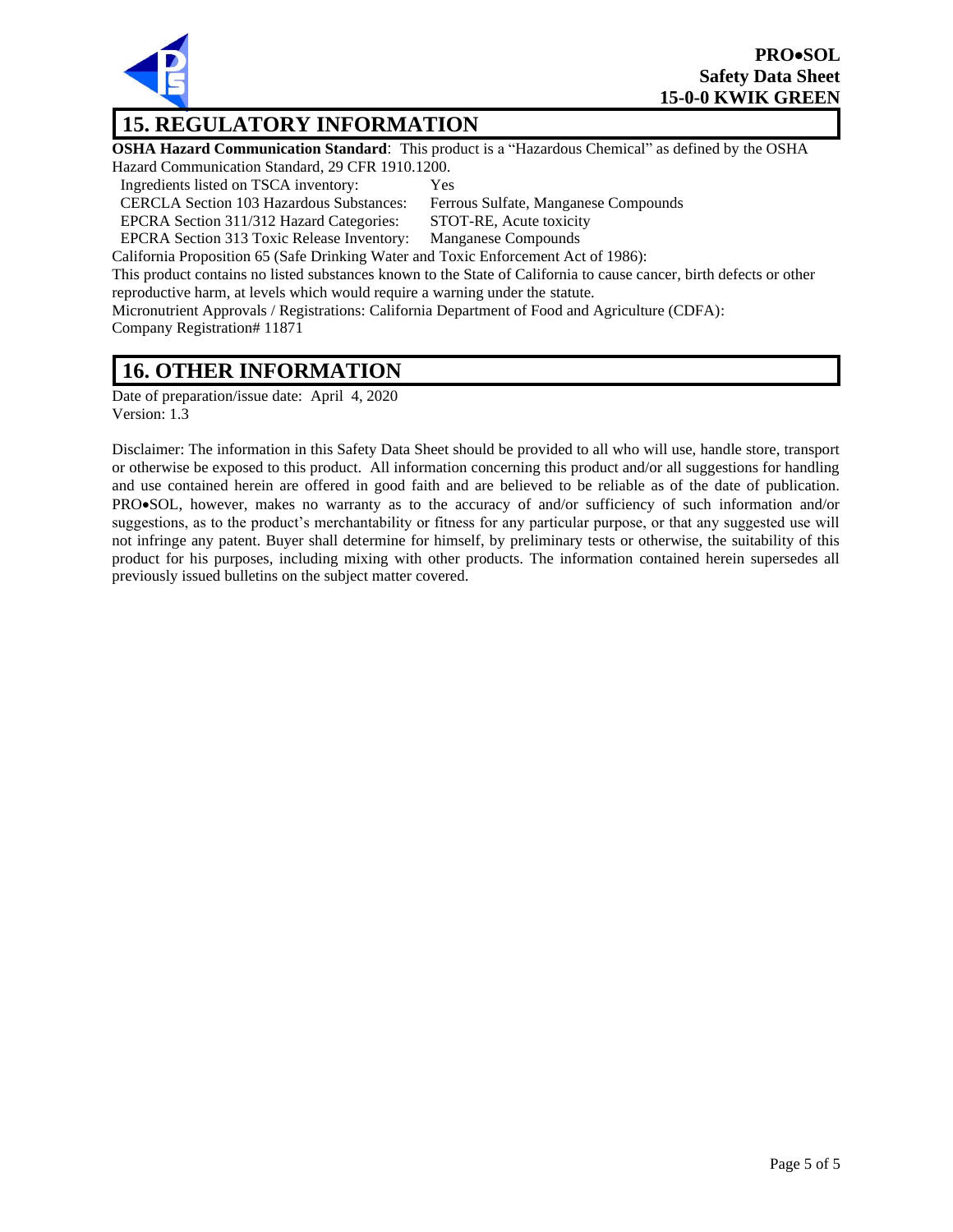## 15. REGULATORY INFORMATION

**OSHA Hazard Communication Standard**: This product is a "Hazardous Chemical" as defined by the OSHA Hazard Communication Standard, 29 CFR 1910.1200.

| | |
|---|---|
| Ingredients listed on TSCA inventory: | Yes |
| CERCLA Section 103 Hazardous Substances: | Ferrous Sulfate, Manganese Compounds |
| EPCRA Section 311/312 Hazard Categories: | STOT-RE, Acute toxicity |
| EPCRA Section 313 Toxic Release Inventory: | Manganese Compounds |

California Proposition 65 (Safe Drinking Water and Toxic Enforcement Act of 1986):
This product contains no listed substances known to the State of California to cause cancer, birth defects or other reproductive harm, at levels which would require a warning under the statute.
Micronutrient Approvals / Registrations: California Department of Food and Agriculture (CDFA):
Company Registration# 11871

## 16. OTHER INFORMATION

Date of preparation/issue date: April 4, 2020
Version: 1.3

Disclaimer: The information in this Safety Data Sheet should be provided to all who will use, handle store, transport or otherwise be exposed to this product. All information concerning this product and/or all suggestions for handling and use contained herein are offered in good faith and are believed to be reliable as of the date of publication. PRO•SOL, however, makes no warranty as to the accuracy of and/or sufficiency of such information and/or suggestions, as to the product's merchantability or fitness for any particular purpose, or that any suggested use will not infringe any patent. Buyer shall determine for himself, by preliminary tests or otherwise, the suitability of this product for his purposes, including mixing with other products. The information contained herein supersedes all previously issued bulletins on the subject matter covered.